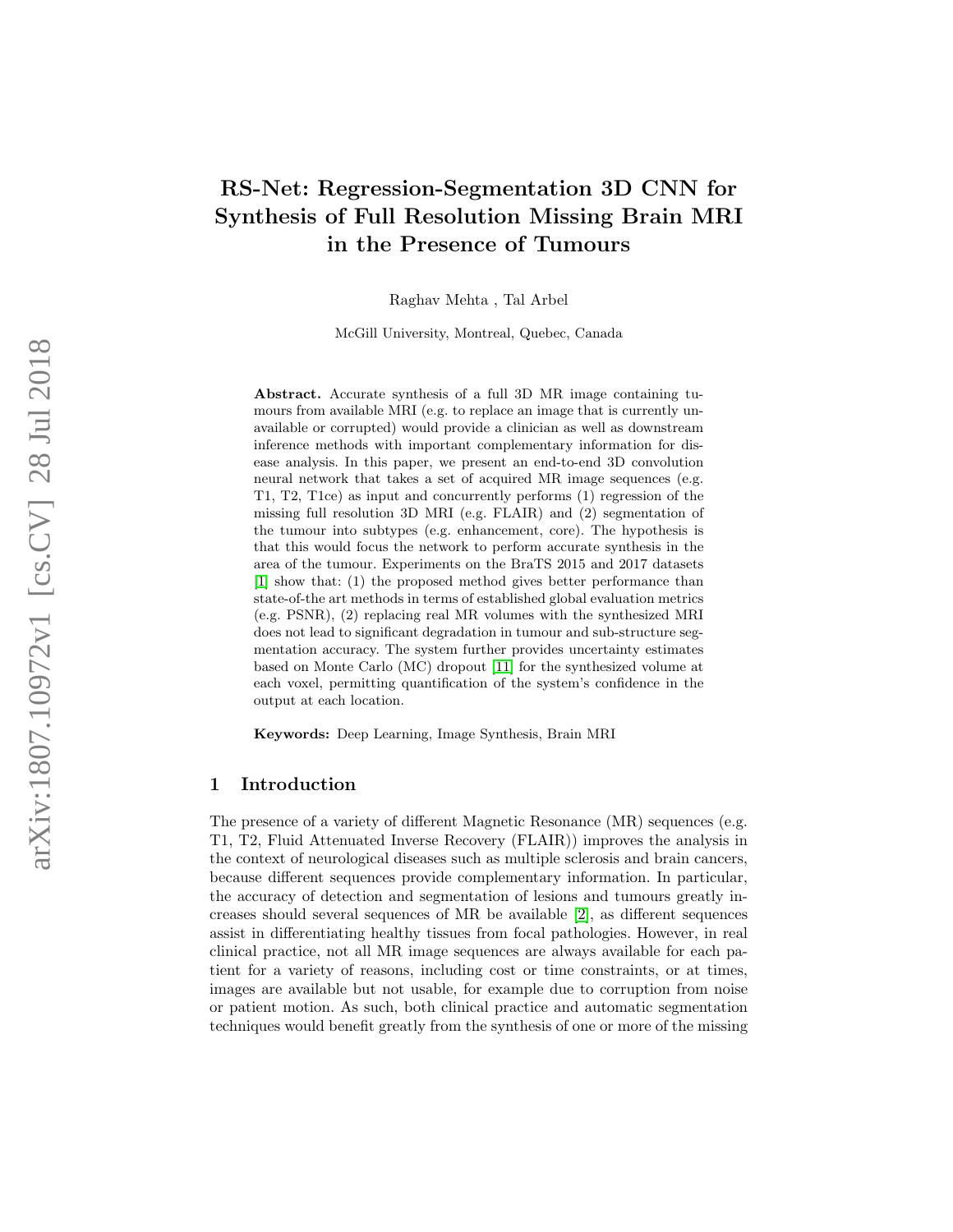# RS-Net: Regression-Segmentation 3D CNN for Synthesis of Full Resolution Missing Brain MRI in the Presence of Tumours

Raghav Mehta , Tal Arbel

McGill University, Montreal, Quebec, Canada

**Abstract.** Accurate synthesis of a full 3D MR image containing tumours from available MRI (e.g. to replace an image that is currently unavailable or corrupted) would provide a clinician as well as downstream inference methods with important complementary information for disease analysis. In this paper, we present an end-to-end 3D convolution neural network that takes a set of acquired MR image sequences (e.g. T1, T2, T1ce) as input and concurrently performs (1) regression of the missing full resolution 3D MRI (e.g. FLAIR) and (2) segmentation of the tumour into subtypes (e.g. enhancement, core). The hypothesis is that this would focus the network to perform accurate synthesis in the area of the tumour. Experiments on the BraTS 2015 and 2017 datasets [1] show that: (1) the proposed method gives better performance than state-of-the art methods in terms of established global evaluation metrics (e.g. PSNR), (2) replacing real MR volumes with the synthesized MRI does not lead to significant degradation in tumour and sub-structure segmentation accuracy. The system further provides uncertainty estimates based on Monte Carlo (MC) dropout [11] for the synthesized volume at each voxel, permitting quantification of the system's confidence in the output at each location.

**Keywords:** Deep Learning, Image Synthesis, Brain MRI

## 1 Introduction

The presence of a variety of different Magnetic Resonance (MR) sequences (e.g. T1, T2, Fluid Attenuated Inverse Recovery (FLAIR)) improves the analysis in the context of neurological diseases such as multiple sclerosis and brain cancers, because different sequences provide complementary information. In particular, the accuracy of detection and segmentation of lesions and tumours greatly increases should several sequences of MR be available [2], as different sequences assist in differentiating healthy tissues from focal pathologies. However, in real clinical practice, not all MR image sequences are always available for each patient for a variety of reasons, including cost or time constraints, or at times, images are available but not usable, for example due to corruption from noise or patient motion. As such, both clinical practice and automatic segmentation techniques would benefit greatly from the synthesis of one or more of the missing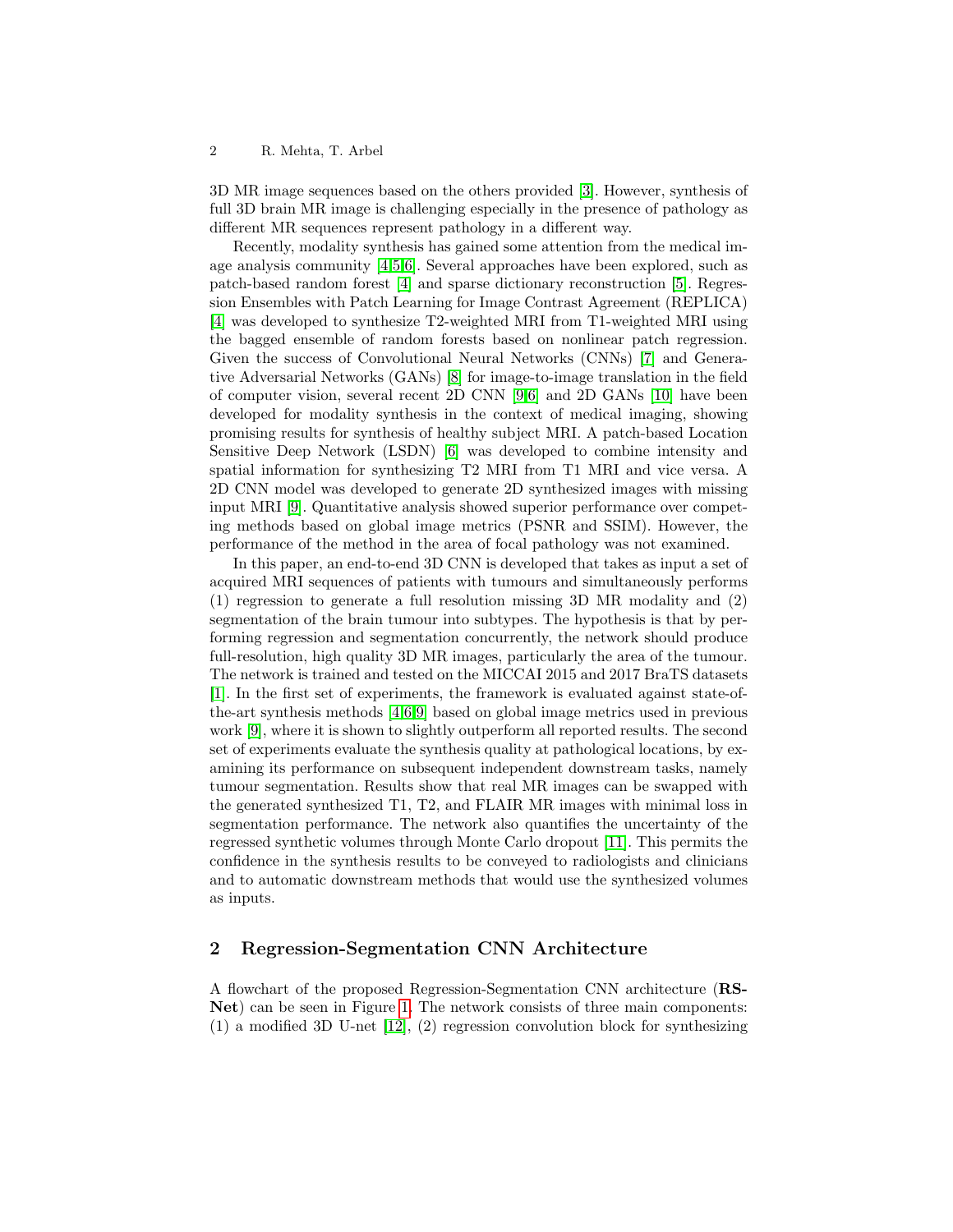3D MR image sequences based on the others provided [3]. However, synthesis of full 3D brain MR image is challenging especially in the presence of pathology as different MR sequences represent pathology in a different way.

Recently, modality synthesis has gained some attention from the medical image analysis community [4,5,6]. Several approaches have been explored, such as patch-based random forest [4] and sparse dictionary reconstruction [5]. Regression Ensembles with Patch Learning for Image Contrast Agreement (REPLICA) [4] was developed to synthesize T2-weighted MRI from T1-weighted MRI using the bagged ensemble of random forests based on nonlinear patch regression. Given the success of Convolutional Neural Networks (CNNs) [7] and Generative Adversarial Networks (GANs) [8] for image-to-image translation in the field of computer vision, several recent 2D CNN [9,6] and 2D GANs [10] have been developed for modality synthesis in the context of medical imaging, showing promising results for synthesis of healthy subject MRI. A patch-based Location Sensitive Deep Network (LSDN) [6] was developed to combine intensity and spatial information for synthesizing T2 MRI from T1 MRI and vice versa. A 2D CNN model was developed to generate 2D synthesized images with missing input MRI [9]. Quantitative analysis showed superior performance over competing methods based on global image metrics (PSNR and SSIM). However, the performance of the method in the area of focal pathology was not examined.

In this paper, an end-to-end 3D CNN is developed that takes as input a set of acquired MRI sequences of patients with tumours and simultaneously performs (1) regression to generate a full resolution missing 3D MR modality and (2) segmentation of the brain tumour into subtypes. The hypothesis is that by performing regression and segmentation concurrently, the network should produce full-resolution, high quality 3D MR images, particularly the area of the tumour. The network is trained and tested on the MICCAI 2015 and 2017 BraTS datasets [1]. In the first set of experiments, the framework is evaluated against state-of-the-art synthesis methods [4,6,9] based on global image metrics used in previous work [9], where it is shown to slightly outperform all reported results. The second set of experiments evaluate the synthesis quality at pathological locations, by examining its performance on subsequent independent downstream tasks, namely tumour segmentation. Results show that real MR images can be swapped with the generated synthesized T1, T2, and FLAIR MR images with minimal loss in segmentation performance. The network also quantifies the uncertainty of the regressed synthetic volumes through Monte Carlo dropout [11]. This permits the confidence in the synthesis results to be conveyed to radiologists and clinicians and to automatic downstream methods that would use the synthesized volumes as inputs.

## 2 Regression-Segmentation CNN Architecture

A flowchart of the proposed Regression-Segmentation CNN architecture (**RS-Net**) can be seen in Figure 1. The network consists of three main components: (1) a modified 3D U-net [12], (2) regression convolution block for synthesizing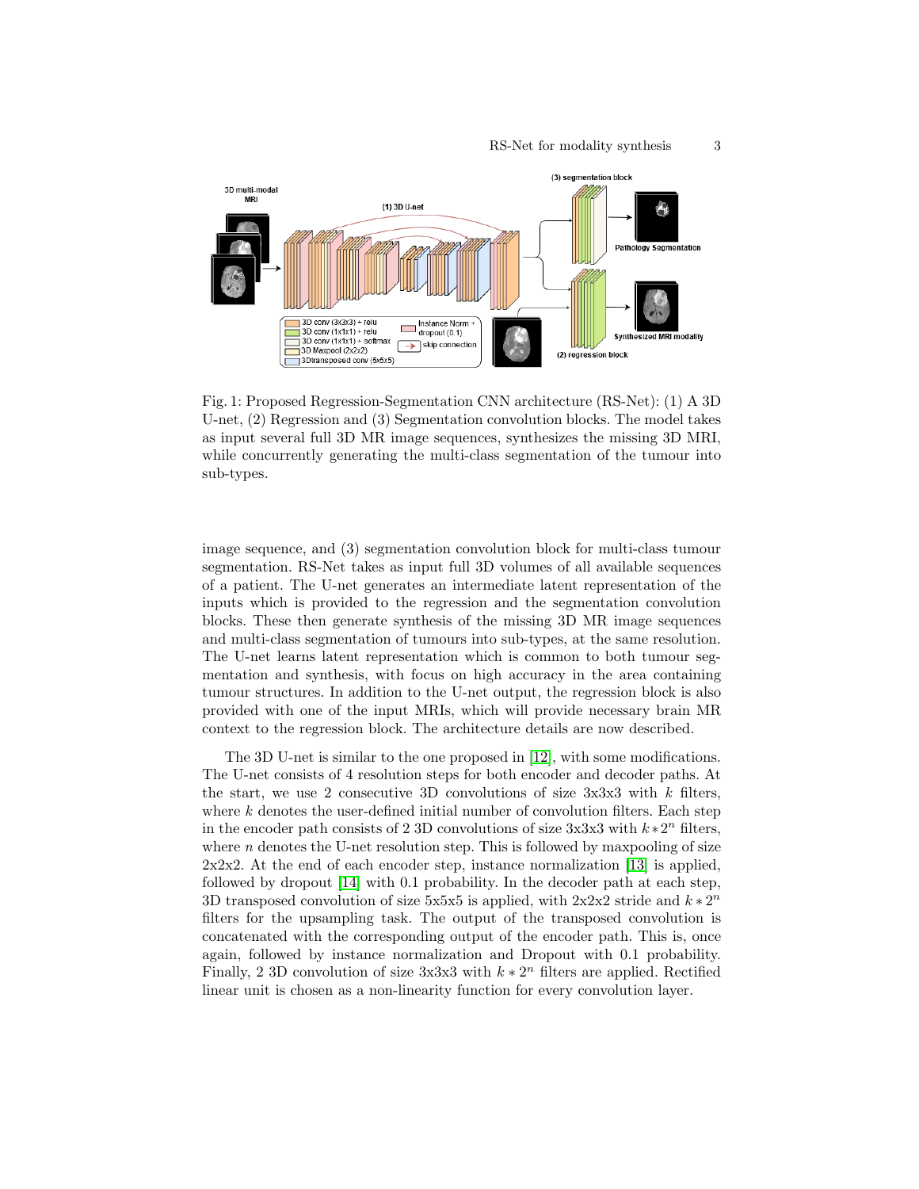Fig. 1: Proposed Regression-Segmentation CNN architecture (RS-Net): (1) A 3D U-net, (2) Regression and (3) Segmentation convolution blocks. The model takes as input several full 3D MR image sequences, synthesizes the missing 3D MRI, while concurrently generating the multi-class segmentation of the tumour into sub-types.

image sequence, and (3) segmentation convolution block for multi-class tumour segmentation. RS-Net takes as input full 3D volumes of all available sequences of a patient. The U-net generates an intermediate latent representation of the inputs which is provided to the regression and the segmentation convolution blocks. These then generate synthesis of the missing 3D MR image sequences and multi-class segmentation of tumours into sub-types, at the same resolution. The U-net learns latent representation which is common to both tumour segmentation and synthesis, with focus on high accuracy in the area containing tumour structures. In addition to the U-net output, the regression block is also provided with one of the input MRIs, which will provide necessary brain MR context to the regression block. The architecture details are now described.

The 3D U-net is similar to the one proposed in [12], with some modifications. The U-net consists of 4 resolution steps for both encoder and decoder paths. At the start, we use 2 consecutive 3D convolutions of size 3x3x3 with $k$ filters, where $k$ denotes the user-defined initial number of convolution filters. Each step in the encoder path consists of 2 3D convolutions of size 3x3x3 with $k * 2^n$ filters, where $n$ denotes the U-net resolution step. This is followed by maxpooling of size 2x2x2. At the end of each encoder step, instance normalization [13] is applied, followed by dropout [14] with 0.1 probability. In the decoder path at each step, 3D transposed convolution of size 5x5x5 is applied, with 2x2x2 stride and $k * 2^n$ filters for the upsampling task. The output of the transposed convolution is concatenated with the corresponding output of the encoder path. This is, once again, followed by instance normalization and Dropout with 0.1 probability. Finally, 2 3D convolution of size 3x3x3 with $k * 2^n$ filters are applied. Rectified linear unit is chosen as a non-linearity function for every convolution layer.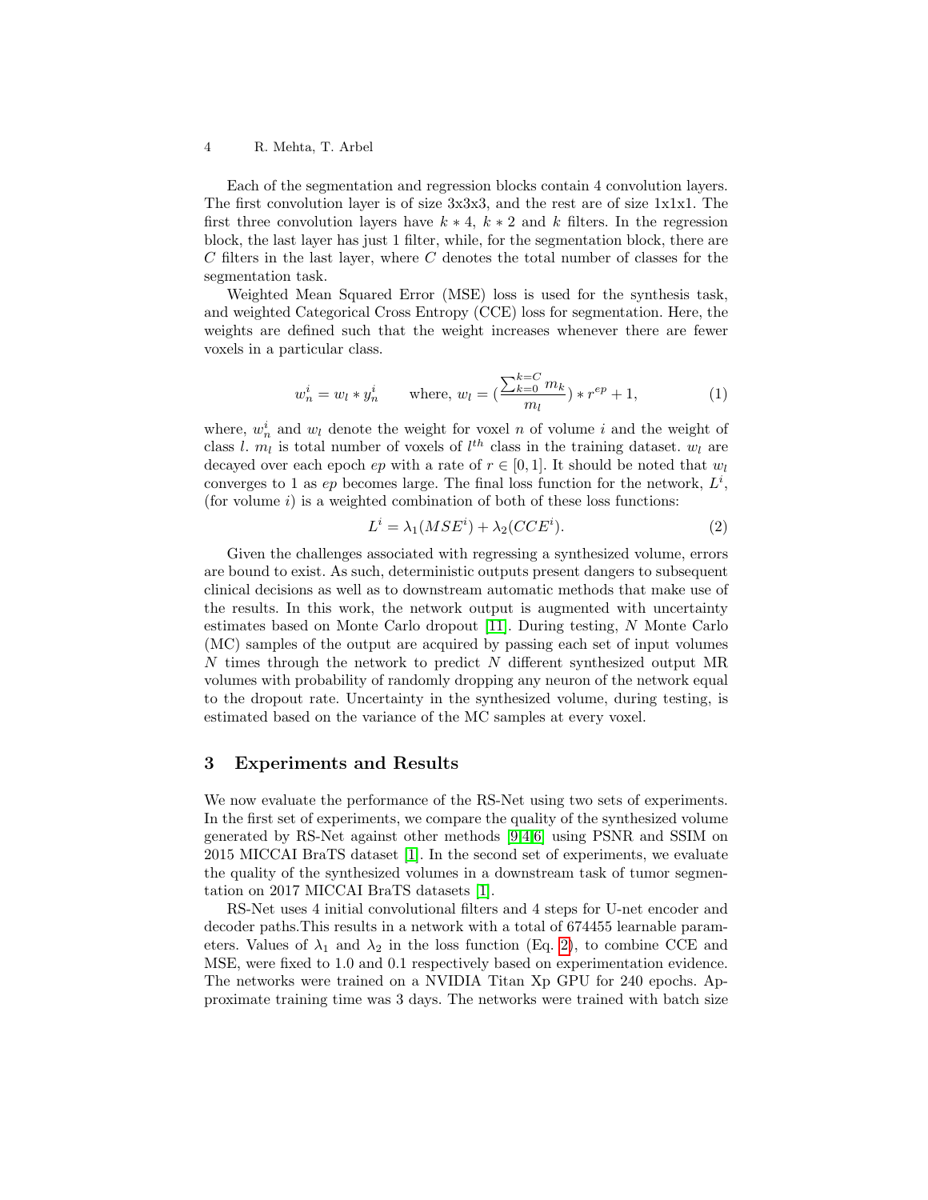Each of the segmentation and regression blocks contain 4 convolution layers. The first convolution layer is of size 3x3x3, and the rest are of size 1x1x1. The first three convolution layers have $k * 4$, $k * 2$ and $k$ filters. In the regression block, the last layer has just 1 filter, while, for the segmentation block, there are $C$ filters in the last layer, where $C$ denotes the total number of classes for the segmentation task.

Weighted Mean Squared Error (MSE) loss is used for the synthesis task, and weighted Categorical Cross Entropy (CCE) loss for segmentation. Here, the weights are defined such that the weight increases whenever there are fewer voxels in a particular class.

$$w_n^i = w_l * y_n^i \qquad \text{where, } w_l = \left(\frac{\sum_{k=0}^{k=C} m_k}{m_l}\right) * r^{ep} + 1, \tag{1}$$

where, $w_n^i$ and $w_l$ denote the weight for voxel $n$ of volume $i$ and the weight of class $l$. $m_l$ is total number of voxels of $l^{th}$ class in the training dataset. $w_l$ are decayed over each epoch $ep$ with a rate of $r \in [0, 1]$. It should be noted that $w_l$ converges to 1 as $ep$ becomes large. The final loss function for the network, $L^i$, (for volume $i$) is a weighted combination of both of these loss functions:

$$L^i = \lambda_1(MSE^i) + \lambda_2(CCE^i). \tag{2}$$

Given the challenges associated with regressing a synthesized volume, errors are bound to exist. As such, deterministic outputs present dangers to subsequent clinical decisions as well as to downstream automatic methods that make use of the results. In this work, the network output is augmented with uncertainty estimates based on Monte Carlo dropout [11]. During testing, $N$ Monte Carlo (MC) samples of the output are acquired by passing each set of input volumes $N$ times through the network to predict $N$ different synthesized output MR volumes with probability of randomly dropping any neuron of the network equal to the dropout rate. Uncertainty in the synthesized volume, during testing, is estimated based on the variance of the MC samples at every voxel.

## 3 Experiments and Results

We now evaluate the performance of the RS-Net using two sets of experiments. In the first set of experiments, we compare the quality of the synthesized volume generated by RS-Net against other methods [9,4,6] using PSNR and SSIM on 2015 MICCAI BraTS dataset [1]. In the second set of experiments, we evaluate the quality of the synthesized volumes in a downstream task of tumor segmentation on 2017 MICCAI BraTS datasets [1].

RS-Net uses 4 initial convolutional filters and 4 steps for U-net encoder and decoder paths.This results in a network with a total of 674455 learnable parameters. Values of $\lambda_1$ and $\lambda_2$ in the loss function (Eq. 2), to combine CCE and MSE, were fixed to 1.0 and 0.1 respectively based on experimentation evidence. The networks were trained on a NVIDIA Titan Xp GPU for 240 epochs. Approximate training time was 3 days. The networks were trained with batch size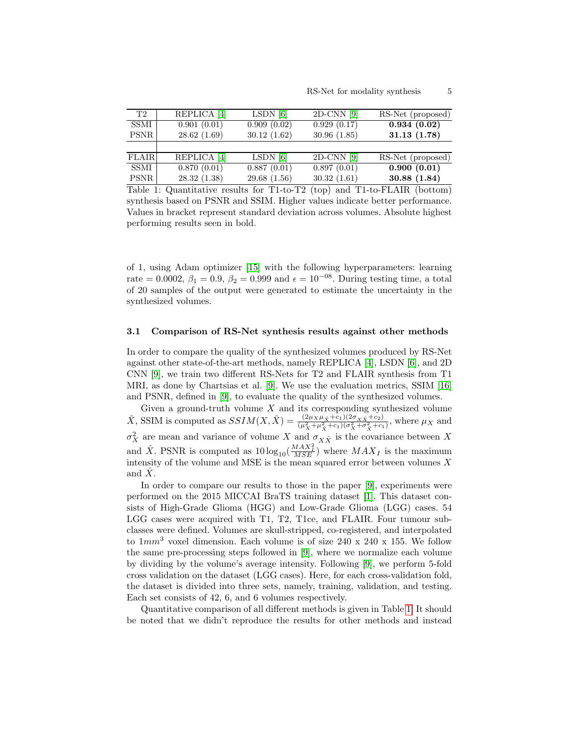| T2 | REPLICA [4] | LSDN [6] | 2D-CNN [9] | RS-Net (proposed) |
|---|---|---|---|---|
| SSMI | 0.901 (0.01) | 0.909 (0.02) | 0.929 (0.17) | **0.934 (0.02)** |
| PSNR | 28.62 (1.69) | 30.12 (1.62) | 30.96 (1.85) | **31.13 (1.78)** |
| | | | | |
| FLAIR | REPLICA [4] | LSDN [6] | 2D-CNN [9] | RS-Net (proposed) |
| SSMI | 0.870 (0.01) | 0.887 (0.01) | 0.897 (0.01) | **0.900 (0.01)** |
| PSNR | 28.32 (1.38) | 29.68 (1.56) | 30.32 (1.61) | **30.88 (1.84)** |

Table 1: Quantitative results for T1-to-T2 (top) and T1-to-FLAIR (bottom) synthesis based on PSNR and SSIM. Higher values indicate better performance. Values in bracket represent standard deviation across volumes. Absolute highest performing results seen in bold.

of 1, using Adam optimizer [15] with the following hyperparameters: learning rate = 0.0002, $\beta_1 = 0.9$, $\beta_2 = 0.999$ and $\epsilon = 10^{-08}$. During testing time, a total of 20 samples of the output were generated to estimate the uncertainty in the synthesized volumes.

### 3.1 Comparison of RS-Net synthesis results against other methods

In order to compare the quality of the synthesized volumes produced by RS-Net against other state-of-the-art methods, namely REPLICA [4], LSDN [6], and 2D CNN [9], we train two different RS-Nets for T2 and FLAIR synthesis from T1 MRI, as done by Chartsias et al. [9]. We use the evaluation metrics, SSIM [16] and PSNR, defined in [9], to evaluate the quality of the synthesized volumes.

Given a ground-truth volume $X$ and its corresponding synthesized volume $\hat{X}$, SSIM is computed as $SSIM(X, \hat{X}) = \frac{(2\mu_X \mu_{\hat{X}} + c_1)(2\sigma_{X\hat{X}} + c_2)}{(\mu_X^2 + \mu_{\hat{X}}^2 + c_1)(\sigma_X^2 + \sigma_{\hat{X}}^2 + c_1)}$, where $\mu_X$ and $\sigma_X^2$ are mean and variance of volume $X$ and $\sigma_{X\hat{X}}$ is the covariance between $X$ and $\hat{X}$. PSNR is computed as $10\log_{10}(\frac{MAX_I^2}{MSE})$ where $MAX_I$ is the maximum intensity of the volume and MSE is the mean squared error between volumes $X$ and $\hat{X}$.

In order to compare our results to those in the paper [9], experiments were performed on the 2015 MICCAI BraTS training dataset [1]. This dataset consists of High-Grade Glioma (HGG) and Low-Grade Glioma (LGG) cases. 54 LGG cases were acquired with T1, T2, T1ce, and FLAIR. Four tumour subclasses were defined. Volumes are skull-stripped, co-registered, and interpolated to $1mm^3$ voxel dimension. Each volume is of size 240 x 240 x 155. We follow the same pre-processing steps followed in [9], where we normalize each volume by dividing by the volume's average intensity. Following [9], we perform 5-fold cross validation on the dataset (LGG cases). Here, for each cross-validation fold, the dataset is divided into three sets, namely, training, validation, and testing. Each set consists of 42, 6, and 6 volumes respectively.

Quantitative comparison of all different methods is given in Table 1. It should be noted that we didn't reproduce the results for other methods and instead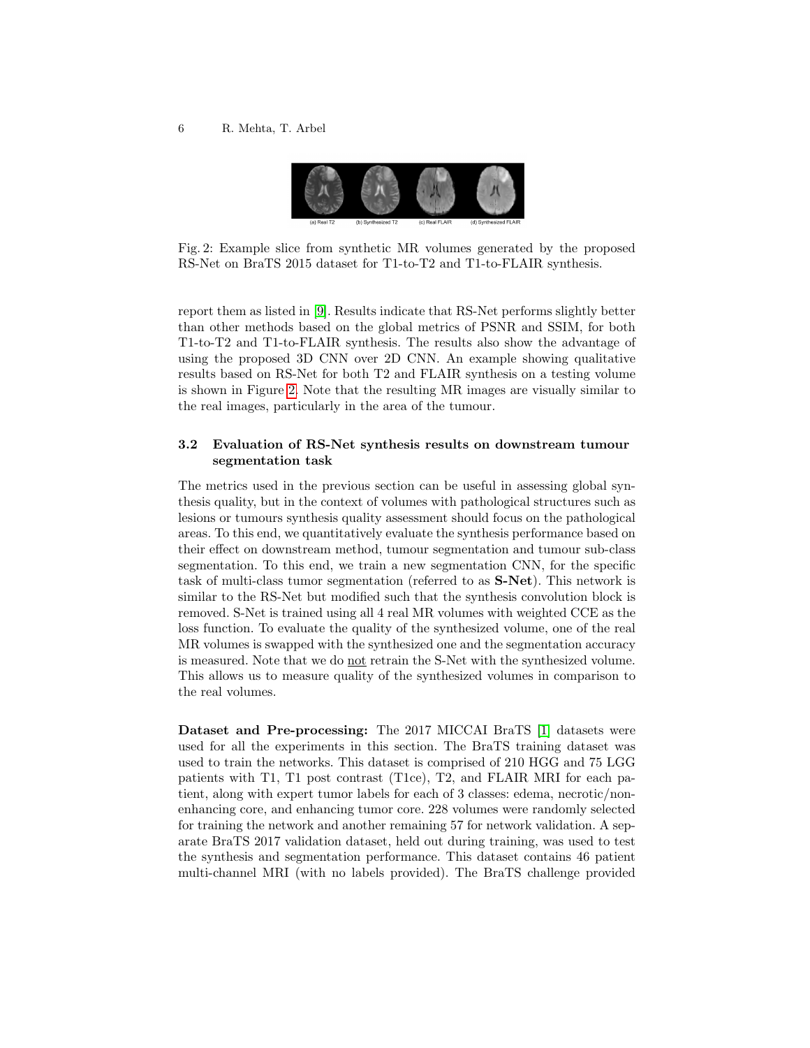(a) Real T2 (b) Synthesized T2 (c) Real FLAIR (d) Synthesized FLAIR

Fig. 2: Example slice from synthetic MR volumes generated by the proposed RS-Net on BraTS 2015 dataset for T1-to-T2 and T1-to-FLAIR synthesis.

report them as listed in [9]. Results indicate that RS-Net performs slightly better than other methods based on the global metrics of PSNR and SSIM, for both T1-to-T2 and T1-to-FLAIR synthesis. The results also show the advantage of using the proposed 3D CNN over 2D CNN. An example showing qualitative results based on RS-Net for both T2 and FLAIR synthesis on a testing volume is shown in Figure 2. Note that the resulting MR images are visually similar to the real images, particularly in the area of the tumour.

### 3.2 Evaluation of RS-Net synthesis results on downstream tumour segmentation task

The metrics used in the previous section can be useful in assessing global synthesis quality, but in the context of volumes with pathological structures such as lesions or tumours synthesis quality assessment should focus on the pathological areas. To this end, we quantitatively evaluate the synthesis performance based on their effect on downstream method, tumour segmentation and tumour sub-class segmentation. To this end, we train a new segmentation CNN, for the specific task of multi-class tumor segmentation (referred to as **S-Net**). This network is similar to the RS-Net but modified such that the synthesis convolution block is removed. S-Net is trained using all 4 real MR volumes with weighted CCE as the loss function. To evaluate the quality of the synthesized volume, one of the real MR volumes is swapped with the synthesized one and the segmentation accuracy is measured. Note that we do not retrain the S-Net with the synthesized volume. This allows us to measure quality of the synthesized volumes in comparison to the real volumes.

**Dataset and Pre-processing:** The 2017 MICCAI BraTS [1] datasets were used for all the experiments in this section. The BraTS training dataset was used to train the networks. This dataset is comprised of 210 HGG and 75 LGG patients with T1, T1 post contrast (T1ce), T2, and FLAIR MRI for each patient, along with expert tumor labels for each of 3 classes: edema, necrotic/non-enhancing core, and enhancing tumor core. 228 volumes were randomly selected for training the network and another remaining 57 for network validation. A separate BraTS 2017 validation dataset, held out during training, was used to test the synthesis and segmentation performance. This dataset contains 46 patient multi-channel MRI (with no labels provided). The BraTS challenge provided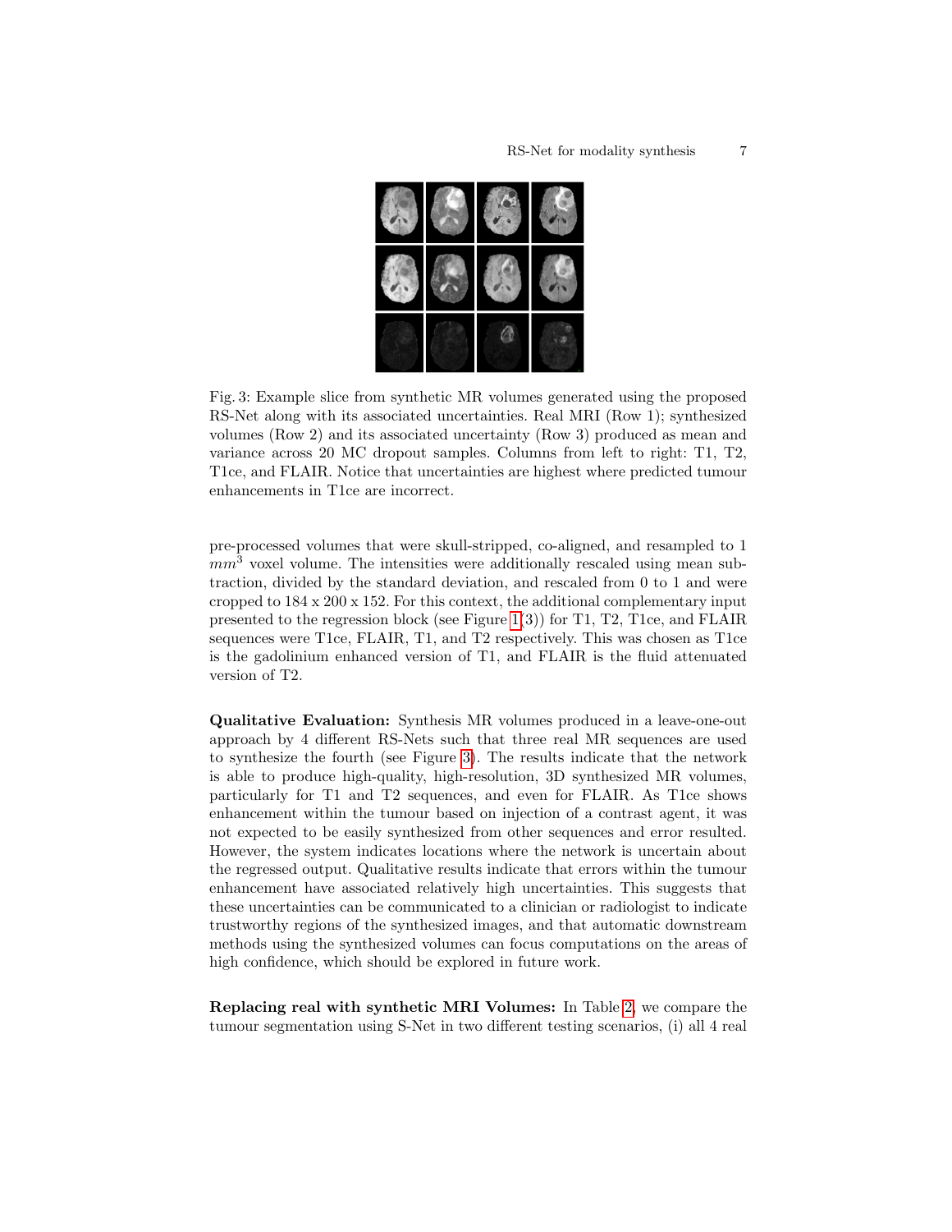Fig. 3: Example slice from synthetic MR volumes generated using the proposed RS-Net along with its associated uncertainties. Real MRI (Row 1); synthesized volumes (Row 2) and its associated uncertainty (Row 3) produced as mean and variance across 20 MC dropout samples. Columns from left to right: T1, T2, T1ce, and FLAIR. Notice that uncertainties are highest where predicted tumour enhancements in T1ce are incorrect.

pre-processed volumes that were skull-stripped, co-aligned, and resampled to 1 $mm^3$ voxel volume. The intensities were additionally rescaled using mean subtraction, divided by the standard deviation, and rescaled from 0 to 1 and were cropped to 184 x 200 x 152. For this context, the additional complementary input presented to the regression block (see Figure 1(3)) for T1, T2, T1ce, and FLAIR sequences were T1ce, FLAIR, T1, and T2 respectively. This was chosen as T1ce is the gadolinium enhanced version of T1, and FLAIR is the fluid attenuated version of T2.

**Qualitative Evaluation:** Synthesis MR volumes produced in a leave-one-out approach by 4 different RS-Nets such that three real MR sequences are used to synthesize the fourth (see Figure 3). The results indicate that the network is able to produce high-quality, high-resolution, 3D synthesized MR volumes, particularly for T1 and T2 sequences, and even for FLAIR. As T1ce shows enhancement within the tumour based on injection of a contrast agent, it was not expected to be easily synthesized from other sequences and error resulted. However, the system indicates locations where the network is uncertain about the regressed output. Qualitative results indicate that errors within the tumour enhancement have associated relatively high uncertainties. This suggests that these uncertainties can be communicated to a clinician or radiologist to indicate trustworthy regions of the synthesized images, and that automatic downstream methods using the synthesized volumes can focus computations on the areas of high confidence, which should be explored in future work.

**Replacing real with synthetic MRI Volumes:** In Table 2, we compare the tumour segmentation using S-Net in two different testing scenarios, (i) all 4 real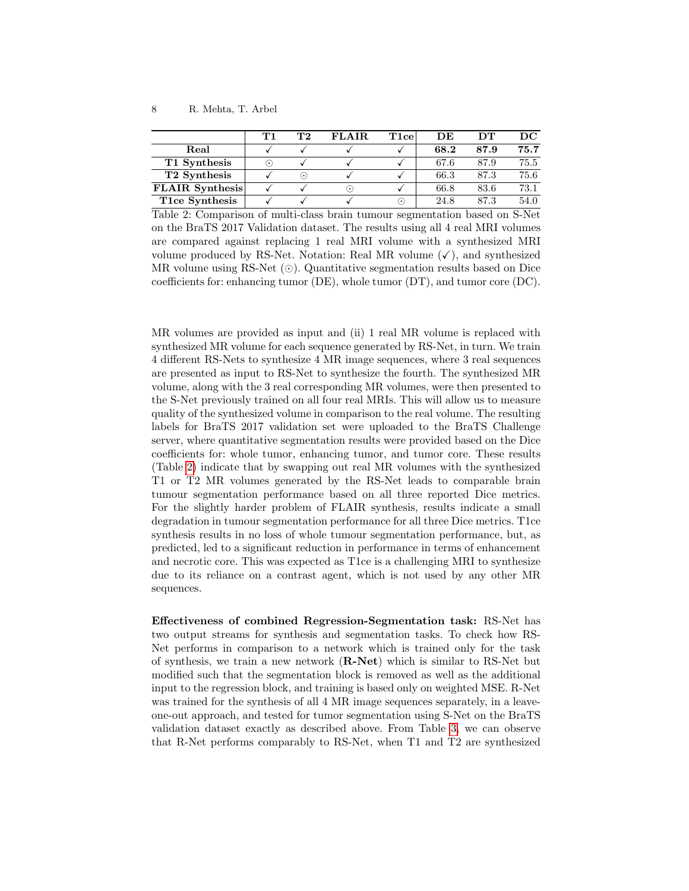| | T1 | T2 | FLAIR | T1ce | DE | DT | DC |
|---|---|---|---|---|---|---|---|
| **Real** | ✓ | ✓ | ✓ | ✓ | **68.2** | **87.9** | **75.7** |
| **T1 Synthesis** | ⊙ | ✓ | ✓ | ✓ | 67.6 | 87.9 | 75.5 |
| **T2 Synthesis** | ✓ | ⊙ | ✓ | ✓ | 66.3 | 87.3 | 75.6 |
| **FLAIR Synthesis** | ✓ | ✓ | ⊙ | ✓ | 66.8 | 83.6 | 73.1 |
| **T1ce Synthesis** | ✓ | ✓ | ✓ | ⊙ | 24.8 | 87.3 | 54.0 |

Table 2: Comparison of multi-class brain tumour segmentation based on S-Net on the BraTS 2017 Validation dataset. The results using all 4 real MRI volumes are compared against replacing 1 real MRI volume with a synthesized MRI volume produced by RS-Net. Notation: Real MR volume (✓), and synthesized MR volume using RS-Net (⊙). Quantitative segmentation results based on Dice coefficients for: enhancing tumor (DE), whole tumor (DT), and tumor core (DC).

MR volumes are provided as input and (ii) 1 real MR volume is replaced with synthesized MR volume for each sequence generated by RS-Net, in turn. We train 4 different RS-Nets to synthesize 4 MR image sequences, where 3 real sequences are presented as input to RS-Net to synthesize the fourth. The synthesized MR volume, along with the 3 real corresponding MR volumes, were then presented to the S-Net previously trained on all four real MRIs. This will allow us to measure quality of the synthesized volume in comparison to the real volume. The resulting labels for BraTS 2017 validation set were uploaded to the BraTS Challenge server, where quantitative segmentation results were provided based on the Dice coefficients for: whole tumor, enhancing tumor, and tumor core. These results (Table 2) indicate that by swapping out real MR volumes with the synthesized T1 or T2 MR volumes generated by the RS-Net leads to comparable brain tumour segmentation performance based on all three reported Dice metrics. For the slightly harder problem of FLAIR synthesis, results indicate a small degradation in tumour segmentation performance for all three Dice metrics. T1ce synthesis results in no loss of whole tumour segmentation performance, but, as predicted, led to a significant reduction in performance in terms of enhancement and necrotic core. This was expected as T1ce is a challenging MRI to synthesize due to its reliance on a contrast agent, which is not used by any other MR sequences.

**Effectiveness of combined Regression-Segmentation task:** RS-Net has two output streams for synthesis and segmentation tasks. To check how RS-Net performs in comparison to a network which is trained only for the task of synthesis, we train a new network (**R-Net**) which is similar to RS-Net but modified such that the segmentation block is removed as well as the additional input to the regression block, and training is based only on weighted MSE. R-Net was trained for the synthesis of all 4 MR image sequences separately, in a leave-one-out approach, and tested for tumor segmentation using S-Net on the BraTS validation dataset exactly as described above. From Table 3, we can observe that R-Net performs comparably to RS-Net, when T1 and T2 are synthesized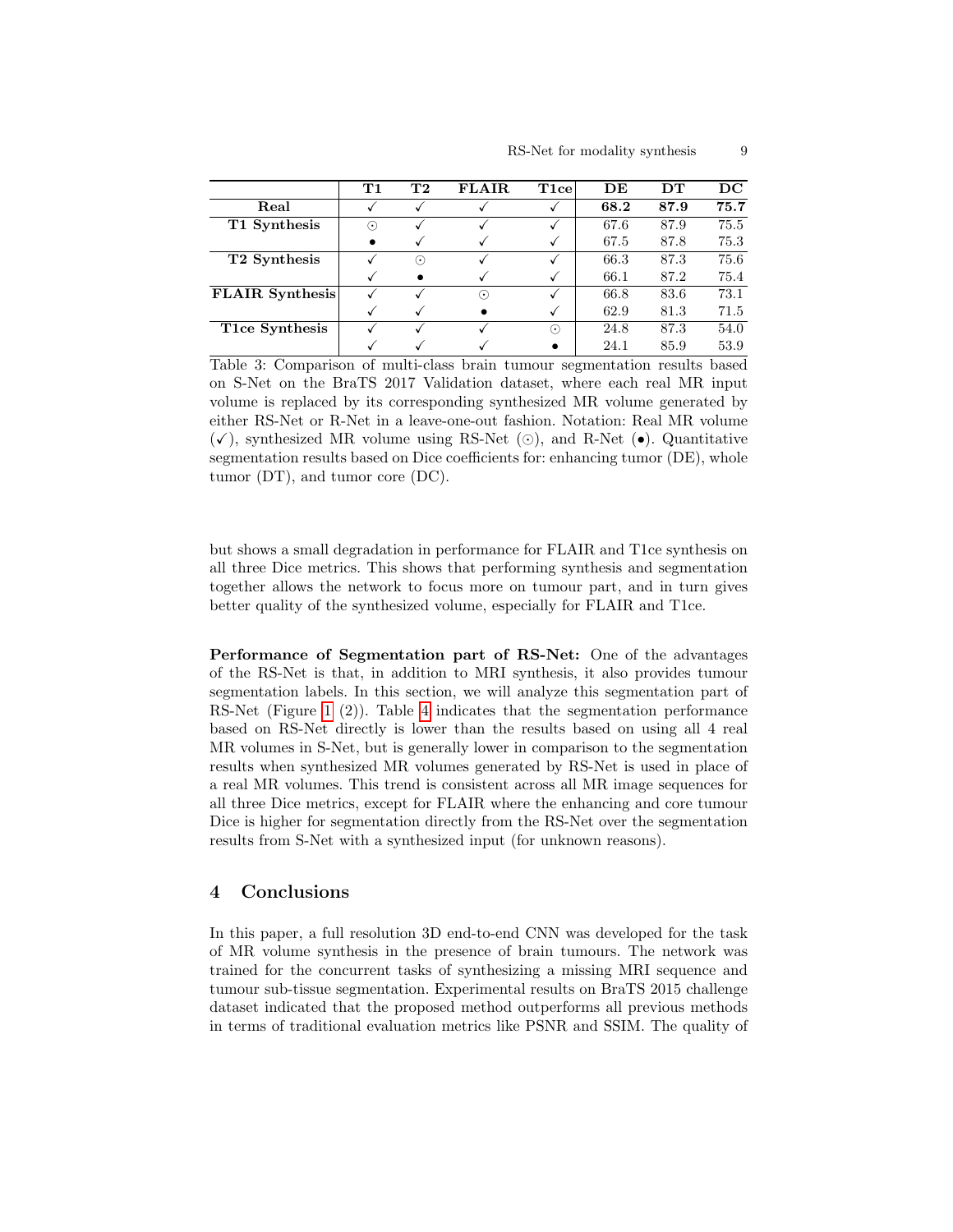| | T1 | T2 | FLAIR | T1ce | DE | DT | DC |
|---|---|---|---|---|---|---|---|
| **Real** | ✓ | ✓ | ✓ | ✓ | **68.2** | **87.9** | **75.7** |
| **T1 Synthesis** | ⊙ | ✓ | ✓ | ✓ | 67.6 | 87.9 | 75.5 |
| | • | ✓ | ✓ | ✓ | 67.5 | 87.8 | 75.3 |
| **T2 Synthesis** | ✓ | ⊙ | ✓ | ✓ | 66.3 | 87.3 | 75.6 |
| | ✓ | • | ✓ | ✓ | 66.1 | 87.2 | 75.4 |
| **FLAIR Synthesis** | ✓ | ✓ | ⊙ | ✓ | 66.8 | 83.6 | 73.1 |
| | ✓ | ✓ | • | ✓ | 62.9 | 81.3 | 71.5 |
| **T1ce Synthesis** | ✓ | ✓ | ✓ | ⊙ | 24.8 | 87.3 | 54.0 |
| | ✓ | ✓ | ✓ | • | 24.1 | 85.9 | 53.9 |

Table 3: Comparison of multi-class brain tumour segmentation results based on S-Net on the BraTS 2017 Validation dataset, where each real MR input volume is replaced by its corresponding synthesized MR volume generated by either RS-Net or R-Net in a leave-one-out fashion. Notation: Real MR volume (✓), synthesized MR volume using RS-Net (⊙), and R-Net (•). Quantitative segmentation results based on Dice coefficients for: enhancing tumor (DE), whole tumor (DT), and tumor core (DC).

but shows a small degradation in performance for FLAIR and T1ce synthesis on all three Dice metrics. This shows that performing synthesis and segmentation together allows the network to focus more on tumour part, and in turn gives better quality of the synthesized volume, especially for FLAIR and T1ce.

**Performance of Segmentation part of RS-Net:** One of the advantages of the RS-Net is that, in addition to MRI synthesis, it also provides tumour segmentation labels. In this section, we will analyze this segmentation part of RS-Net (Figure 1 (2)). Table 4 indicates that the segmentation performance based on RS-Net directly is lower than the results based on using all 4 real MR volumes in S-Net, but is generally lower in comparison to the segmentation results when synthesized MR volumes generated by RS-Net is used in place of a real MR volumes. This trend is consistent across all MR image sequences for all three Dice metrics, except for FLAIR where the enhancing and core tumour Dice is higher for segmentation directly from the RS-Net over the segmentation results from S-Net with a synthesized input (for unknown reasons).

## 4 Conclusions

In this paper, a full resolution 3D end-to-end CNN was developed for the task of MR volume synthesis in the presence of brain tumours. The network was trained for the concurrent tasks of synthesizing a missing MRI sequence and tumour sub-tissue segmentation. Experimental results on BraTS 2015 challenge dataset indicated that the proposed method outperforms all previous methods in terms of traditional evaluation metrics like PSNR and SSIM. The quality of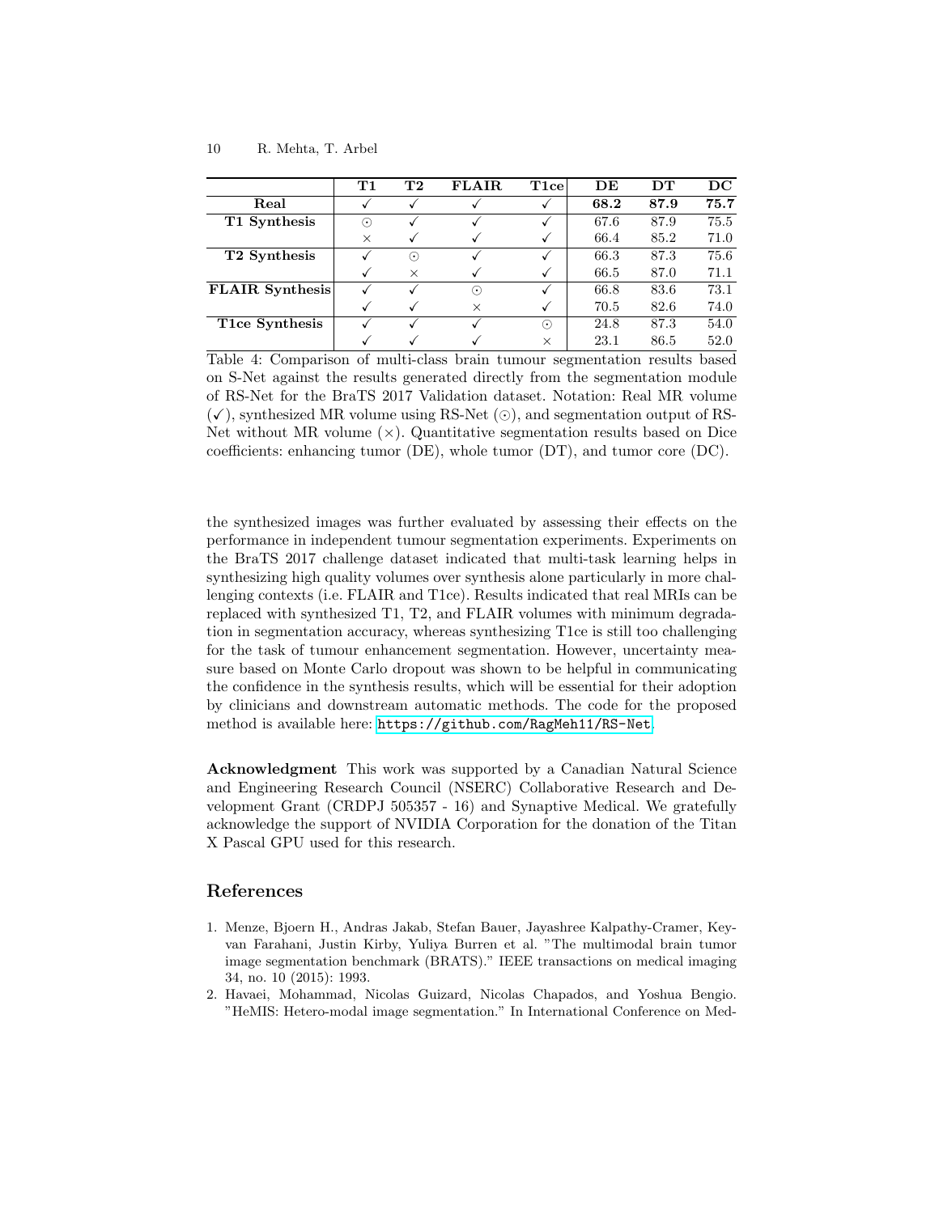|  | T1 | T2 | FLAIR | T1ce | DE | DT | DC |
|---|---|---|---|---|---|---|---|
| **Real** | ✓ | ✓ | ✓ | ✓ | **68.2** | **87.9** | **75.7** |
| **T1 Synthesis** | ⊙ | ✓ | ✓ | ✓ | 67.6 | 87.9 | 75.5 |
|  | × | ✓ | ✓ | ✓ | 66.4 | 85.2 | 71.0 |
| **T2 Synthesis** | ✓ | ⊙ | ✓ | ✓ | 66.3 | 87.3 | 75.6 |
|  | ✓ | × | ✓ | ✓ | 66.5 | 87.0 | 71.1 |
| **FLAIR Synthesis** | ✓ | ✓ | ⊙ | ✓ | 66.8 | 83.6 | 73.1 |
|  | ✓ | ✓ | × | ✓ | 70.5 | 82.6 | 74.0 |
| **T1ce Synthesis** | ✓ | ✓ | ✓ | ⊙ | 24.8 | 87.3 | 54.0 |
|  | ✓ | ✓ | ✓ | × | 23.1 | 86.5 | 52.0 |

Table 4: Comparison of multi-class brain tumour segmentation results based on S-Net against the results generated directly from the segmentation module of RS-Net for the BraTS 2017 Validation dataset. Notation: Real MR volume (✓), synthesized MR volume using RS-Net (⊙), and segmentation output of RS-Net without MR volume (×). Quantitative segmentation results based on Dice coefficients: enhancing tumor (DE), whole tumor (DT), and tumor core (DC).

the synthesized images was further evaluated by assessing their effects on the performance in independent tumour segmentation experiments. Experiments on the BraTS 2017 challenge dataset indicated that multi-task learning helps in synthesizing high quality volumes over synthesis alone particularly in more challenging contexts (i.e. FLAIR and T1ce). Results indicated that real MRIs can be replaced with synthesized T1, T2, and FLAIR volumes with minimum degradation in segmentation accuracy, whereas synthesizing T1ce is still too challenging for the task of tumour enhancement segmentation. However, uncertainty measure based on Monte Carlo dropout was shown to be helpful in communicating the confidence in the synthesis results, which will be essential for their adoption by clinicians and downstream automatic methods. The code for the proposed method is available here: https://github.com/RagMeh11/RS-Net.

**Acknowledgment** This work was supported by a Canadian Natural Science and Engineering Research Council (NSERC) Collaborative Research and Development Grant (CRDPJ 505357 - 16) and Synaptive Medical. We gratefully acknowledge the support of NVIDIA Corporation for the donation of the Titan X Pascal GPU used for this research.

## References

1. Menze, Bjoern H., Andras Jakab, Stefan Bauer, Jayashree Kalpathy-Cramer, Keyvan Farahani, Justin Kirby, Yuliya Burren et al. "The multimodal brain tumor image segmentation benchmark (BRATS)." IEEE transactions on medical imaging 34, no. 10 (2015): 1993.
2. Havaei, Mohammad, Nicolas Guizard, Nicolas Chapados, and Yoshua Bengio. "HeMIS: Hetero-modal image segmentation." In International Conference on Med-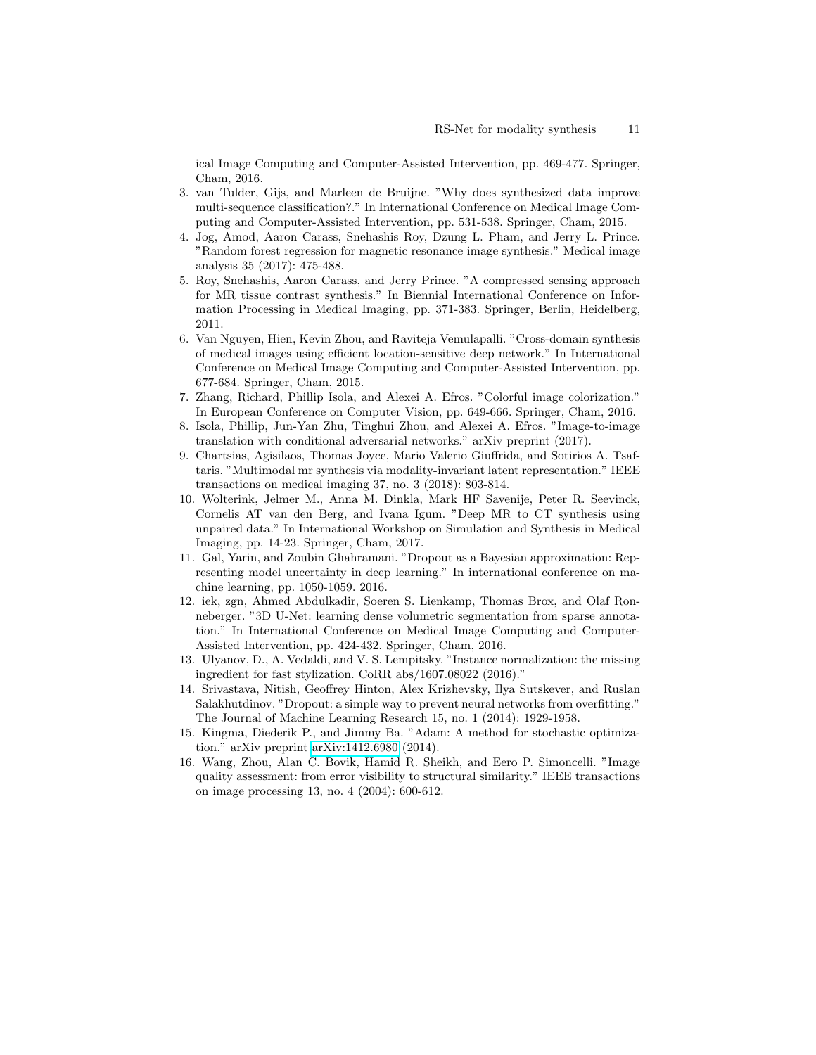ical Image Computing and Computer-Assisted Intervention, pp. 469-477. Springer, Cham, 2016.

3. van Tulder, Gijs, and Marleen de Bruijne. "Why does synthesized data improve multi-sequence classification?." In International Conference on Medical Image Computing and Computer-Assisted Intervention, pp. 531-538. Springer, Cham, 2015.
4. Jog, Amod, Aaron Carass, Snehashis Roy, Dzung L. Pham, and Jerry L. Prince. "Random forest regression for magnetic resonance image synthesis." Medical image analysis 35 (2017): 475-488.
5. Roy, Snehashis, Aaron Carass, and Jerry Prince. "A compressed sensing approach for MR tissue contrast synthesis." In Biennial International Conference on Information Processing in Medical Imaging, pp. 371-383. Springer, Berlin, Heidelberg, 2011.
6. Van Nguyen, Hien, Kevin Zhou, and Raviteja Vemulapalli. "Cross-domain synthesis of medical images using efficient location-sensitive deep network." In International Conference on Medical Image Computing and Computer-Assisted Intervention, pp. 677-684. Springer, Cham, 2015.
7. Zhang, Richard, Phillip Isola, and Alexei A. Efros. "Colorful image colorization." In European Conference on Computer Vision, pp. 649-666. Springer, Cham, 2016.
8. Isola, Phillip, Jun-Yan Zhu, Tinghui Zhou, and Alexei A. Efros. "Image-to-image translation with conditional adversarial networks." arXiv preprint (2017).
9. Chartsias, Agisilaos, Thomas Joyce, Mario Valerio Giuffrida, and Sotirios A. Tsaftaris. "Multimodal mr synthesis via modality-invariant latent representation." IEEE transactions on medical imaging 37, no. 3 (2018): 803-814.
10. Wolterink, Jelmer M., Anna M. Dinkla, Mark HF Savenije, Peter R. Seevinck, Cornelis AT van den Berg, and Ivana Igum. "Deep MR to CT synthesis using unpaired data." In International Workshop on Simulation and Synthesis in Medical Imaging, pp. 14-23. Springer, Cham, 2017.
11. Gal, Yarin, and Zoubin Ghahramani. "Dropout as a Bayesian approximation: Representing model uncertainty in deep learning." In international conference on machine learning, pp. 1050-1059. 2016.
12. iek, zgn, Ahmed Abdulkadir, Soeren S. Lienkamp, Thomas Brox, and Olaf Ronneberger. "3D U-Net: learning dense volumetric segmentation from sparse annotation." In International Conference on Medical Image Computing and Computer-Assisted Intervention, pp. 424-432. Springer, Cham, 2016.
13. Ulyanov, D., A. Vedaldi, and V. S. Lempitsky. "Instance normalization: the missing ingredient for fast stylization. CoRR abs/1607.08022 (2016)."
14. Srivastava, Nitish, Geoffrey Hinton, Alex Krizhevsky, Ilya Sutskever, and Ruslan Salakhutdinov. "Dropout: a simple way to prevent neural networks from overfitting." The Journal of Machine Learning Research 15, no. 1 (2014): 1929-1958.
15. Kingma, Diederik P., and Jimmy Ba. "Adam: A method for stochastic optimization." arXiv preprint arXiv:1412.6980 (2014).
16. Wang, Zhou, Alan C. Bovik, Hamid R. Sheikh, and Eero P. Simoncelli. "Image quality assessment: from error visibility to structural similarity." IEEE transactions on image processing 13, no. 4 (2004): 600-612.